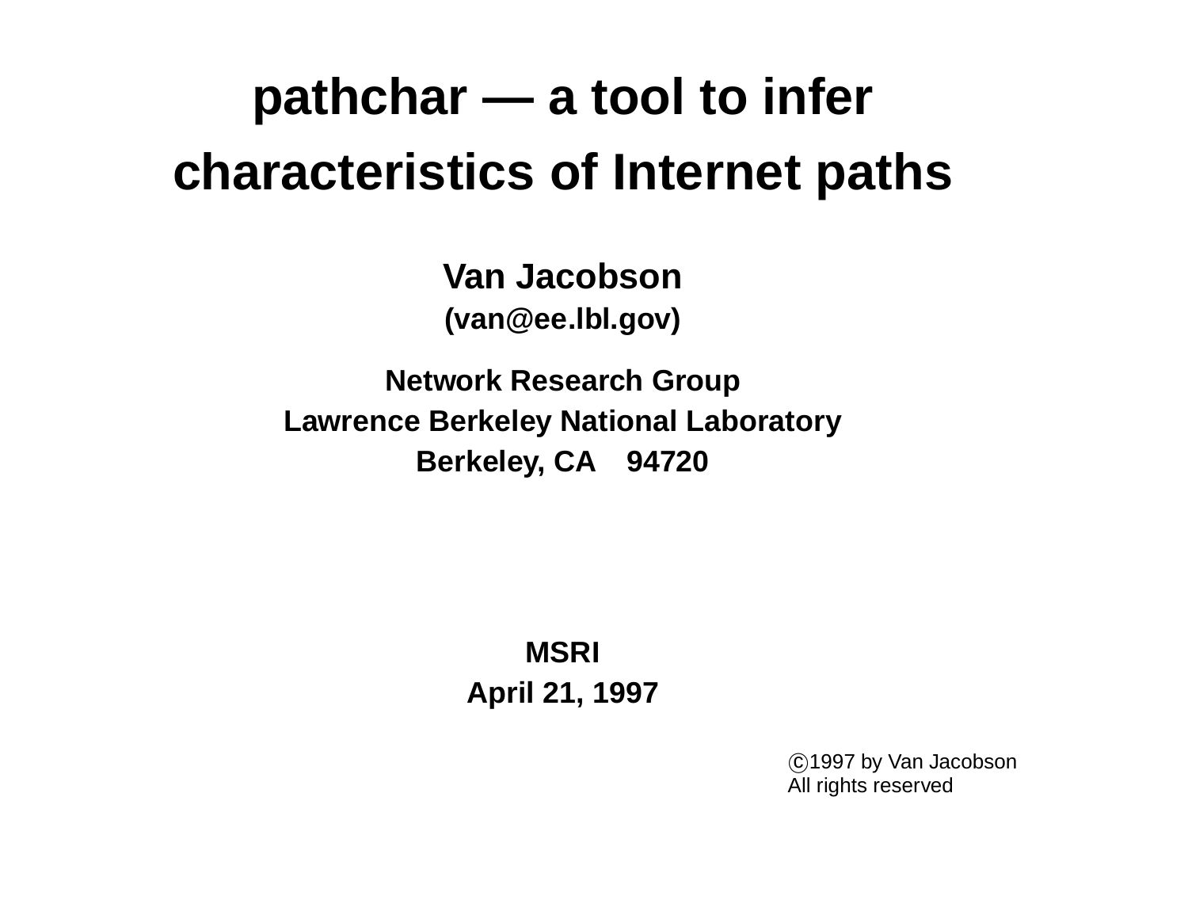# pathchar — a tool to infer characteristics of Internet paths

**Van Jacobson**

**(van@ee.lbl.gov)**

**Network Research Group**
**Lawrence Berkeley National Laboratory**
**Berkeley, CA 94720**

**MSRI**
**April 21, 1997**

©1997 by Van Jacobson
All rights reserved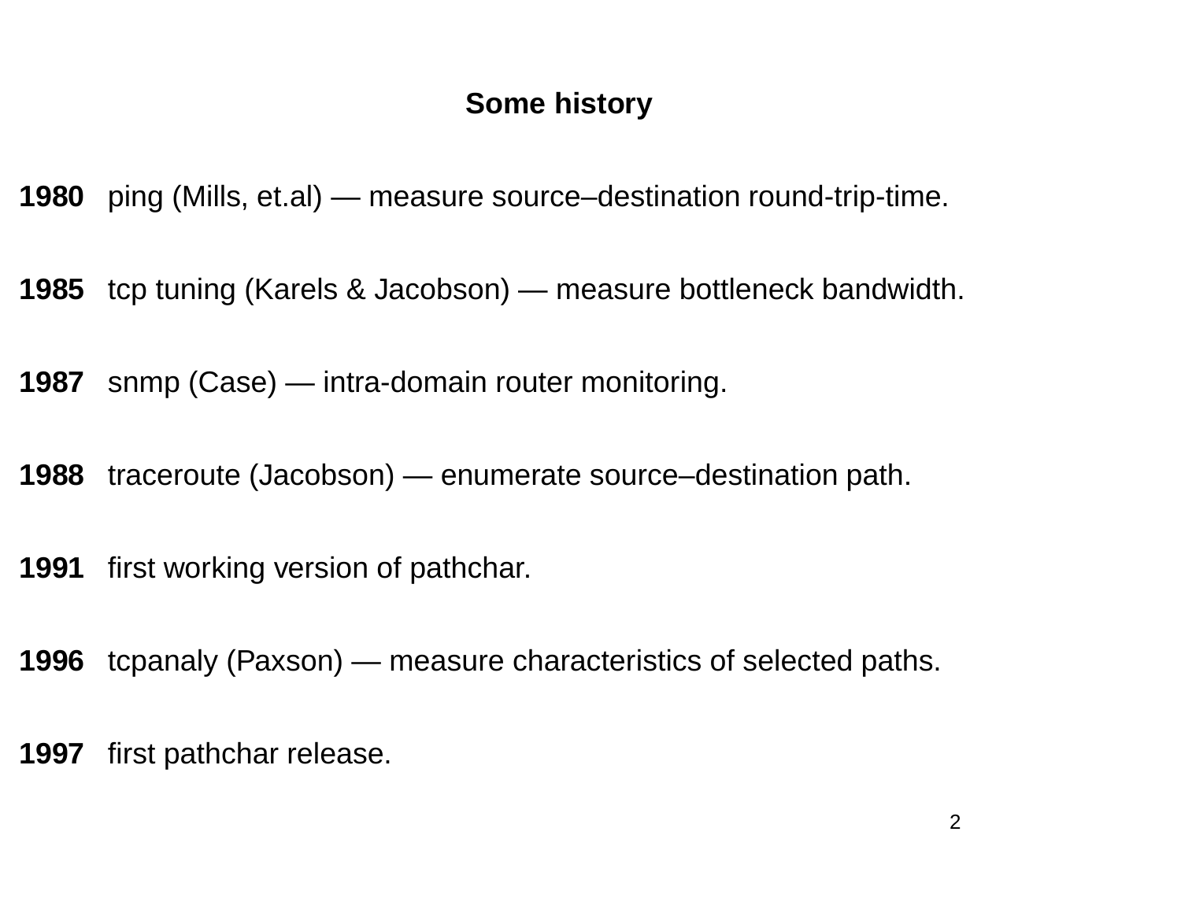## Some history

**1980** ping (Mills, et.al) — measure source–destination round-trip-time.

**1985** tcp tuning (Karels & Jacobson) — measure bottleneck bandwidth.

**1987** snmp (Case) — intra-domain router monitoring.

**1988** traceroute (Jacobson) — enumerate source–destination path.

**1991** first working version of pathchar.

**1996** tcpanaly (Paxson) — measure characteristics of selected paths.

**1997** first pathchar release.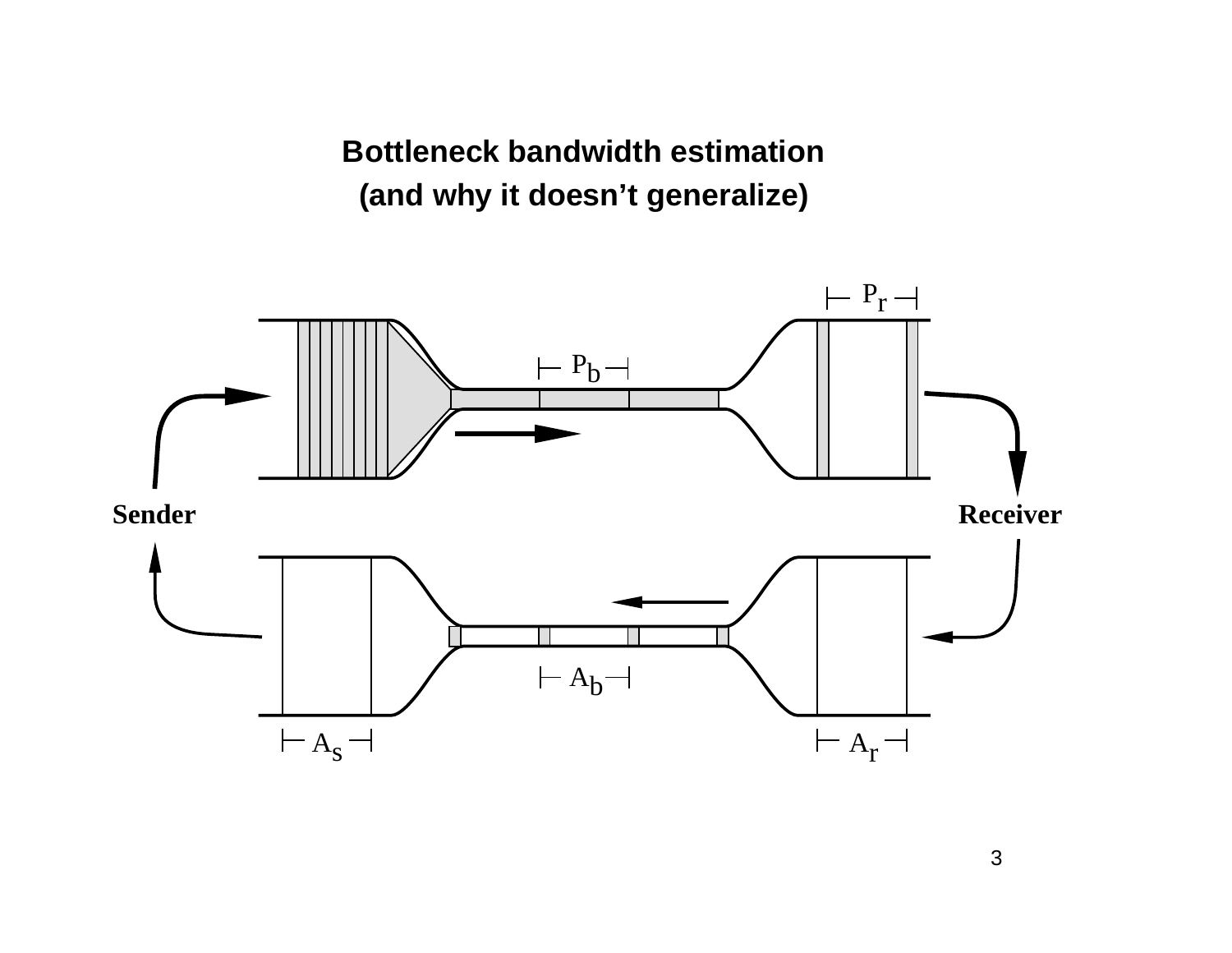# Bottleneck bandwidth estimation
# (and why it doesn't generalize)

$P_r$

$P_b$

Sender

Receiver

$A_b$

$A_s$

$A_r$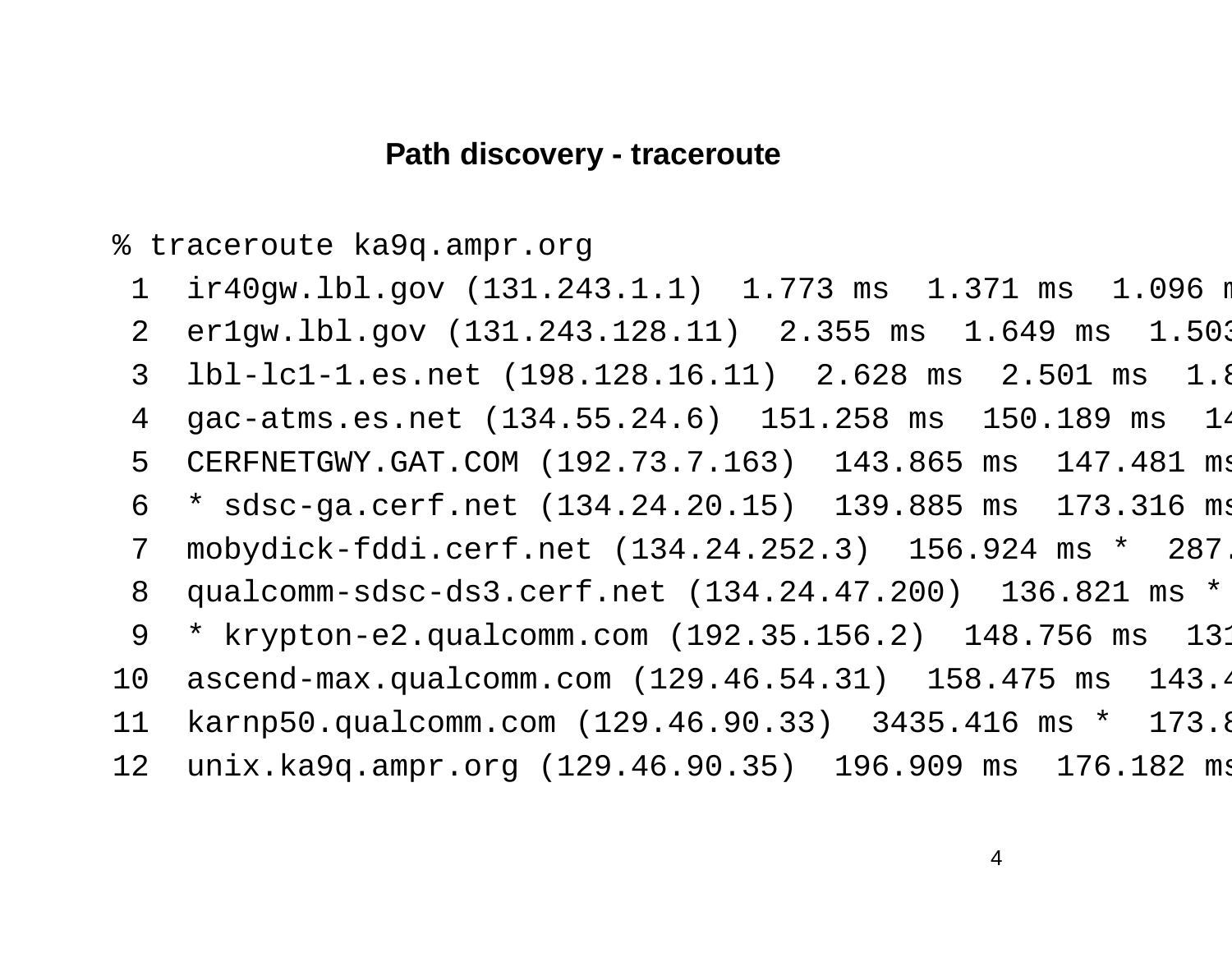# Path discovery - traceroute

```
% traceroute ka9q.ampr.org
 1  ir40gw.lbl.gov (131.243.1.1)  1.773 ms  1.371 ms  1.096 m
 2  er1gw.lbl.gov (131.243.128.11)  2.355 ms  1.649 ms  1.503
 3  lbl-lc1-1.es.net (198.128.16.11)  2.628 ms  2.501 ms  1.8
 4  gac-atms.es.net (134.55.24.6)  151.258 ms  150.189 ms  14
 5  CERFNETGWY.GAT.COM (192.73.7.163)  143.865 ms  147.481 ms
 6  * sdsc-ga.cerf.net (134.24.20.15)  139.885 ms  173.316 ms
 7  mobydick-fddi.cerf.net (134.24.252.3)  156.924 ms *  287.
 8  qualcomm-sdsc-ds3.cerf.net (134.24.47.200)  136.821 ms *
 9  * krypton-e2.qualcomm.com (192.35.156.2)  148.756 ms  131
10  ascend-max.qualcomm.com (129.46.54.31)  158.475 ms  143.4
11  karnp50.qualcomm.com (129.46.90.33)  3435.416 ms *  173.8
12  unix.ka9q.ampr.org (129.46.90.35)  196.909 ms  176.182 ms
```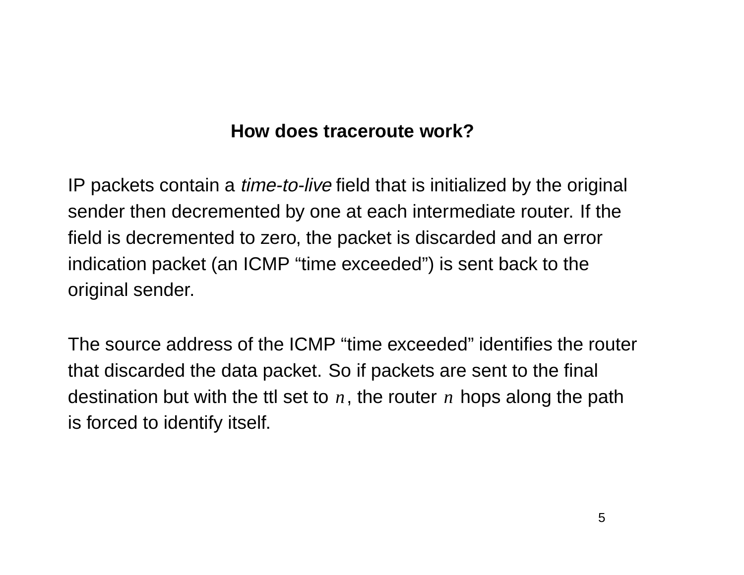## How does traceroute work?

IP packets contain a *time-to-live* field that is initialized by the original sender then decremented by one at each intermediate router. If the field is decremented to zero, the packet is discarded and an error indication packet (an ICMP “time exceeded”) is sent back to the original sender.

The source address of the ICMP “time exceeded” identifies the router that discarded the data packet. So if packets are sent to the final destination but with the ttl set to $n$, the router $n$ hops along the path is forced to identify itself.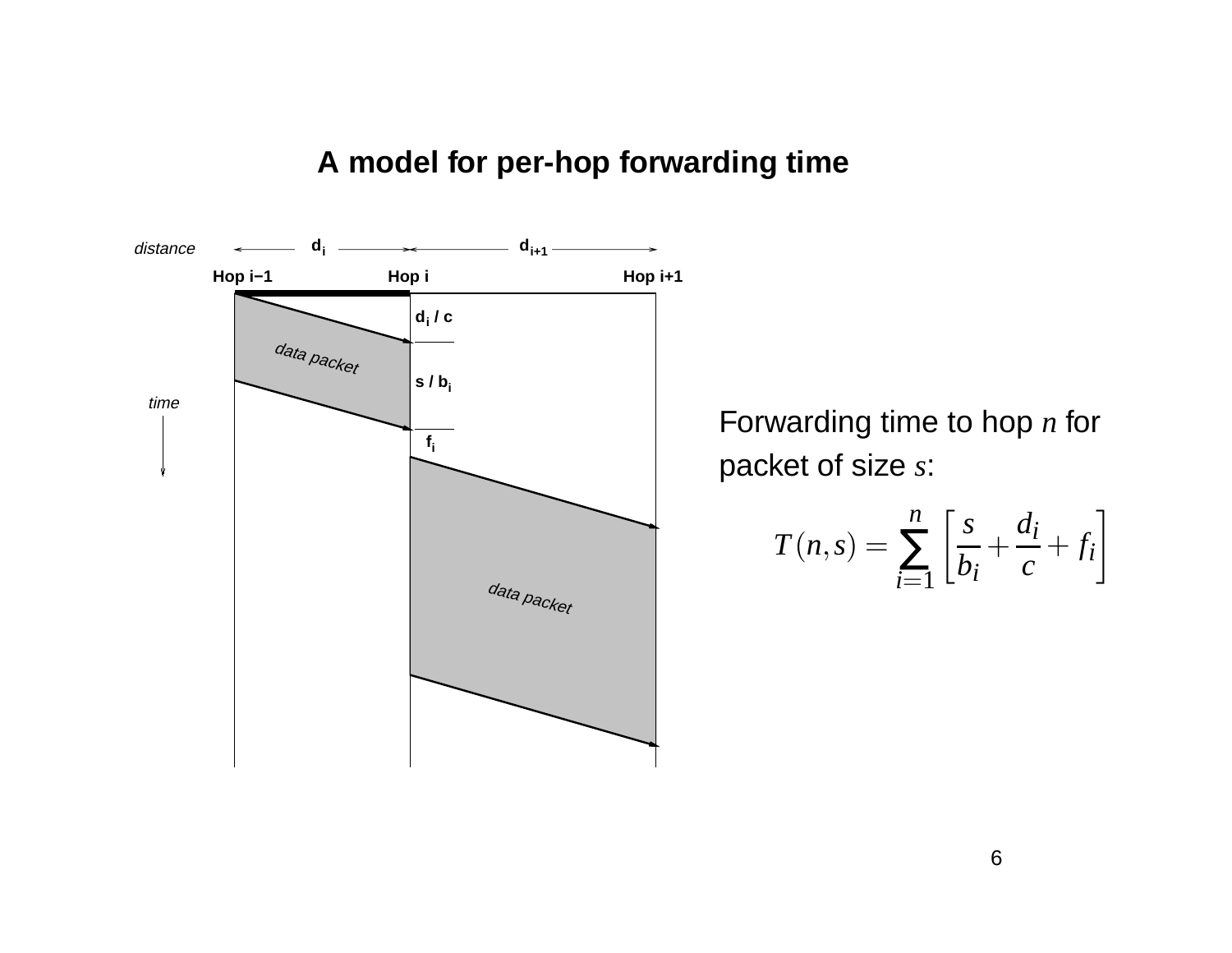# A model for per-hop forwarding time

distance

$d_i$

$d_{i+1}$

Hop i−1

Hop i

Hop i+1

$d_i$ / c

data packet

s / $b_i$

time

$f_i$

data packet

Forwarding time to hop $n$ for packet of size $s$:

$$T(n,s) = \sum_{i=1}^{n} \left[ \frac{s}{b_i} + \frac{d_i}{c} + f_i \right]$$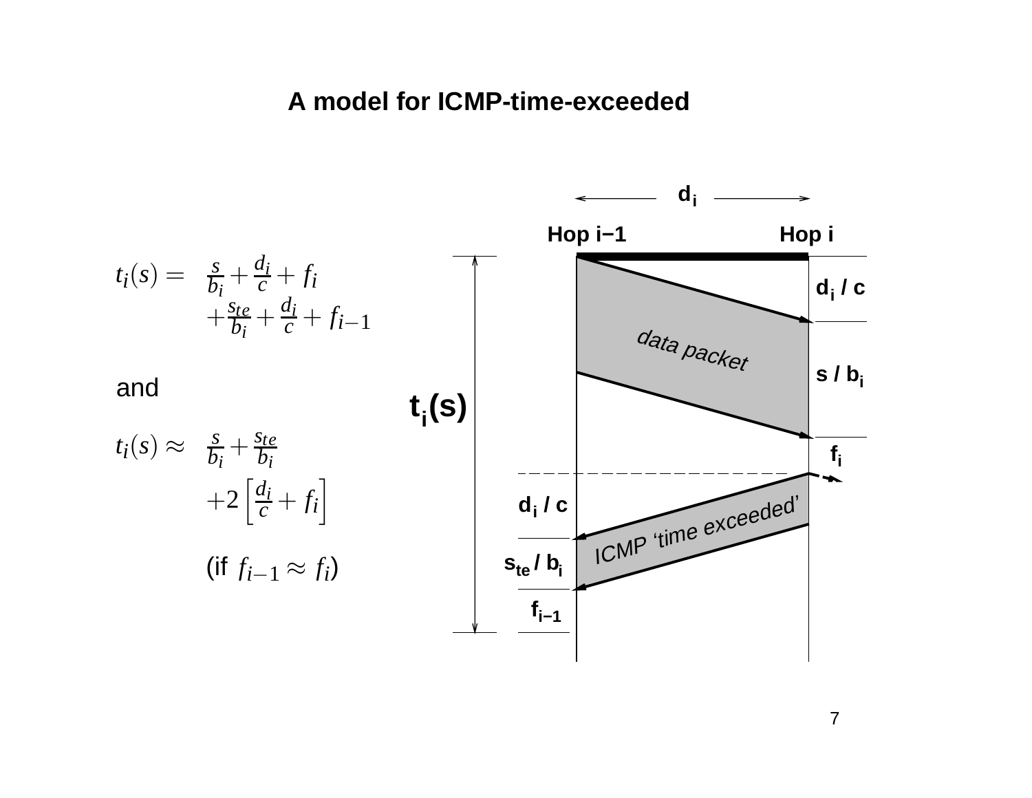# A model for ICMP-time-exceeded

$$t_i(s) = \frac{s}{b_i} + \frac{d_i}{c} + f_i + \frac{s_{te}}{b_i} + \frac{d_i}{c} + f_{i-1}$$

and

$$t_i(s) \approx \frac{s}{b_i} + \frac{s_{te}}{b_i} + 2\left[\frac{d_i}{c} + f_i\right]$$

(if $f_{i-1} \approx f_i$)

$d_i$

Hop i−1

Hop i

$d_i / c$

data packet

$s / b_i$

$t_i(s)$

$f_i$

$d_i / c$

ICMP ‘time exceeded’

$s_{te} / b_i$

$f_{i-1}$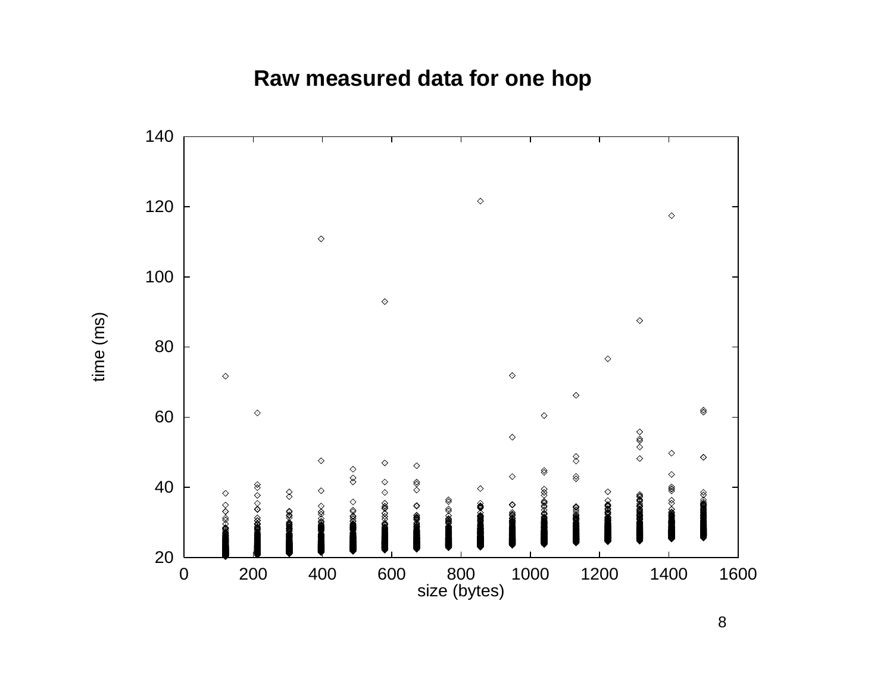# Raw measured data for one hop

time (ms)

140
120
100
80
60
40
20

0 200 400 600 800 1000 1200 1400 1600

size (bytes)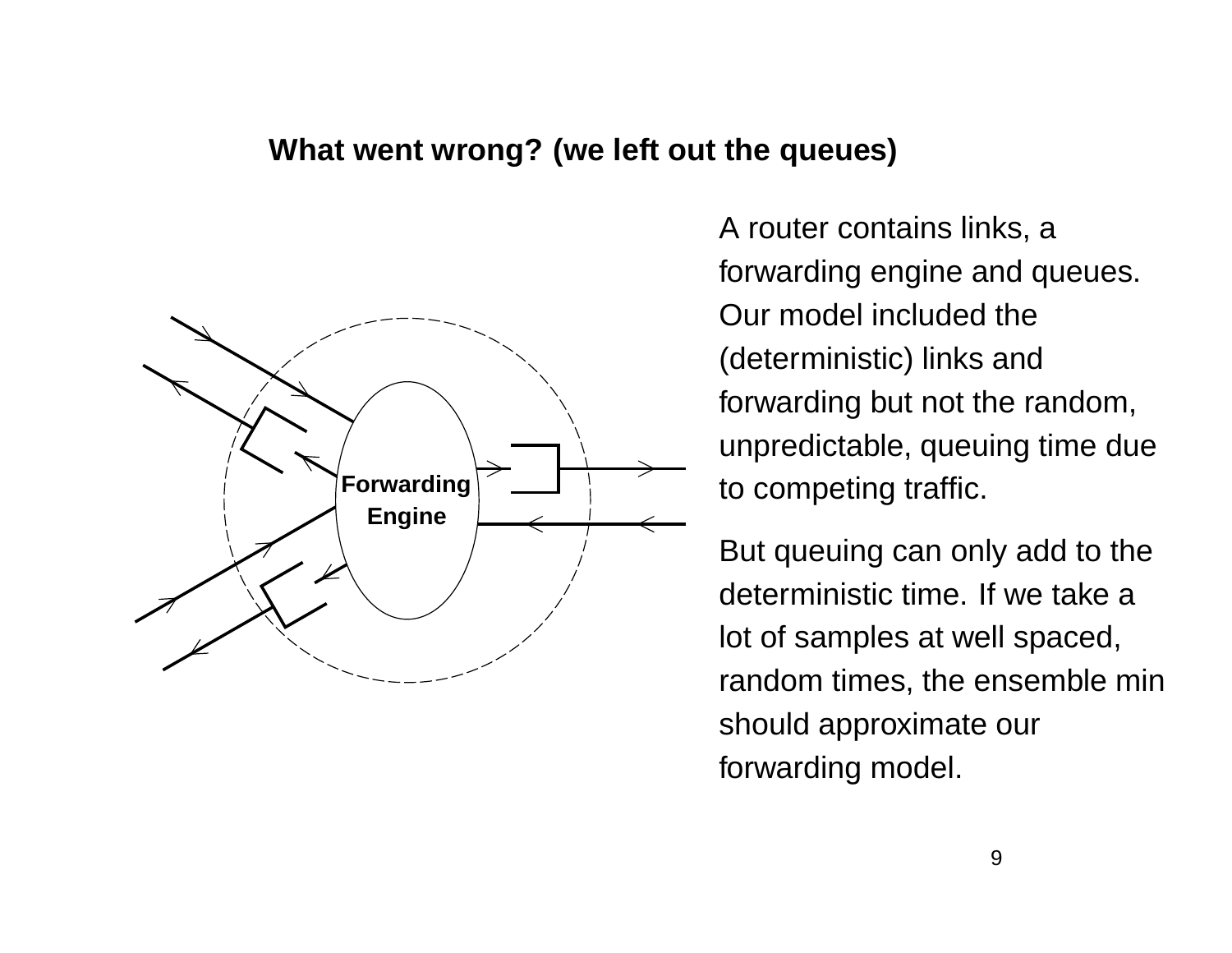## What went wrong? (we left out the queues)

Forwarding Engine

A router contains links, a forwarding engine and queues. Our model included the (deterministic) links and forwarding but not the random, unpredictable, queuing time due to competing traffic.

But queuing can only add to the deterministic time. If we take a lot of samples at well spaced, random times, the ensemble min should approximate our forwarding model.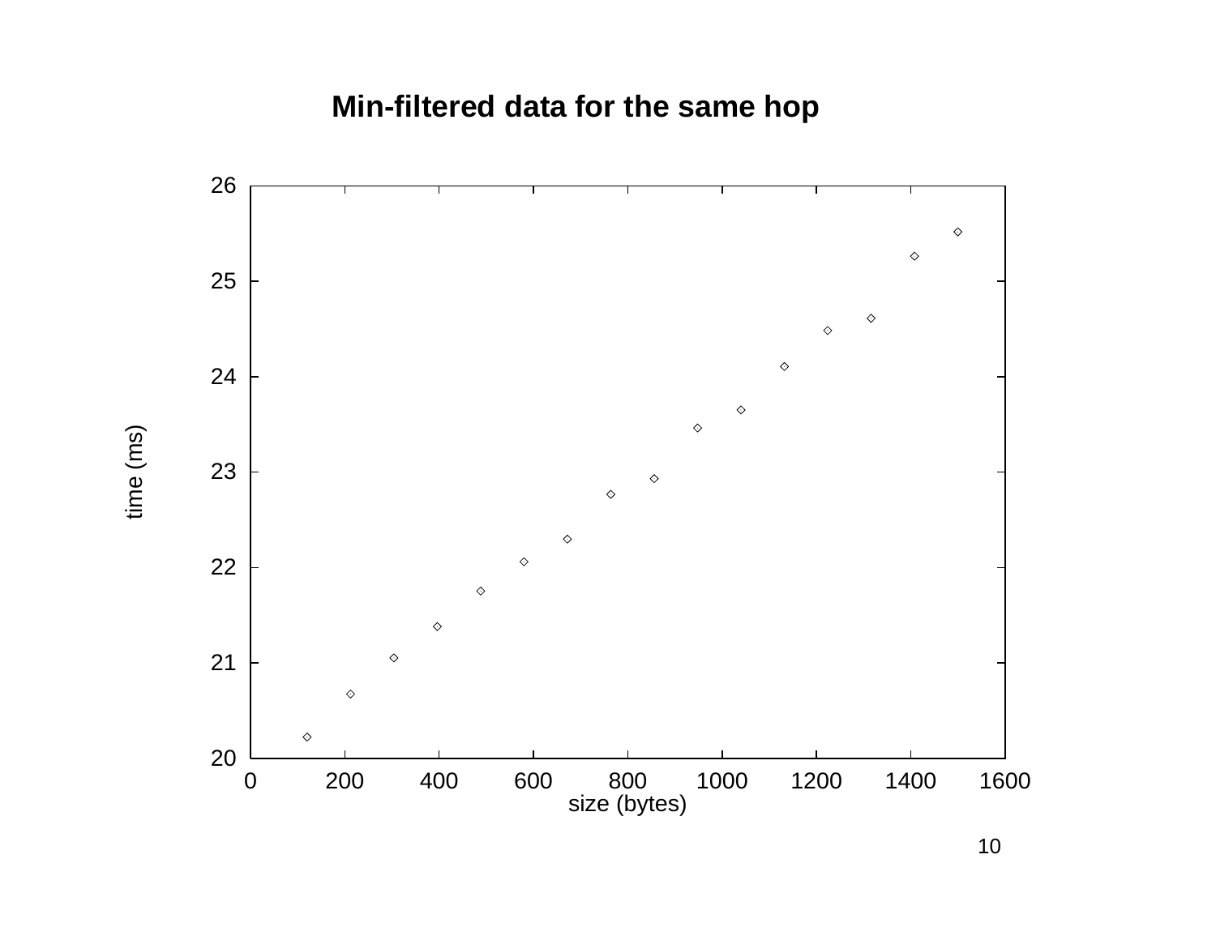# Min-filtered data for the same hop

time (ms)

26
25
24
23
22
21
20

0 200 400 600 800 1000 1200 1400 1600

size (bytes)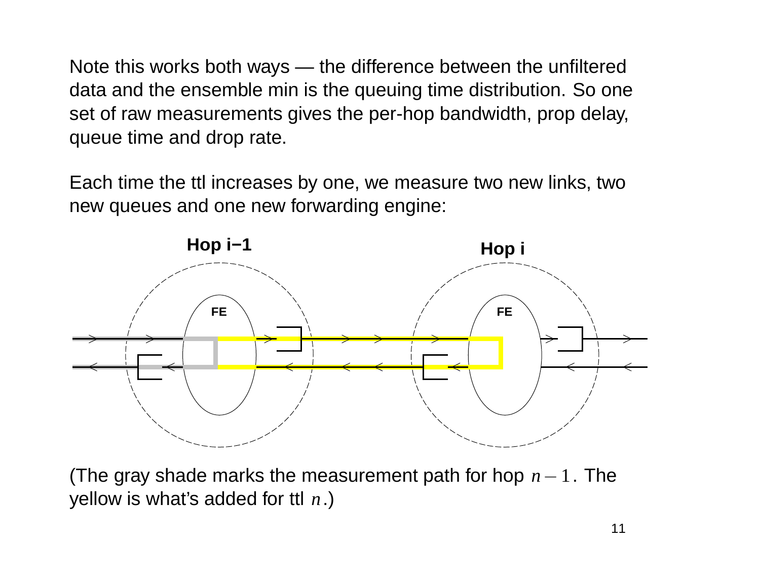Note this works both ways — the difference between the unfiltered data and the ensemble min is the queuing time distribution. So one set of raw measurements gives the per-hop bandwidth, prop delay, queue time and drop rate.

Each time the ttl increases by one, we measure two new links, two new queues and one new forwarding engine:

Hop i−1

Hop i

FE

FE

(The gray shade marks the measurement path for hop $n-1$. The yellow is what's added for ttl $n$.)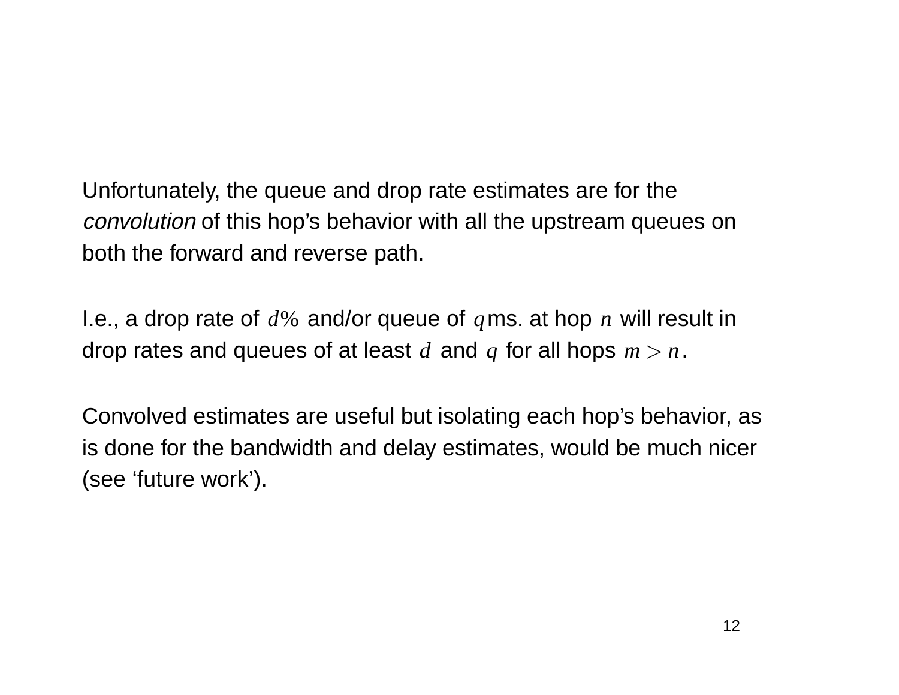Unfortunately, the queue and drop rate estimates are for the *convolution* of this hop's behavior with all the upstream queues on both the forward and reverse path.

I.e., a drop rate of $d\%$ and/or queue of $q$ ms. at hop $n$ will result in drop rates and queues of at least $d$ and $q$ for all hops $m > n$.

Convolved estimates are useful but isolating each hop's behavior, as is done for the bandwidth and delay estimates, would be much nicer (see 'future work').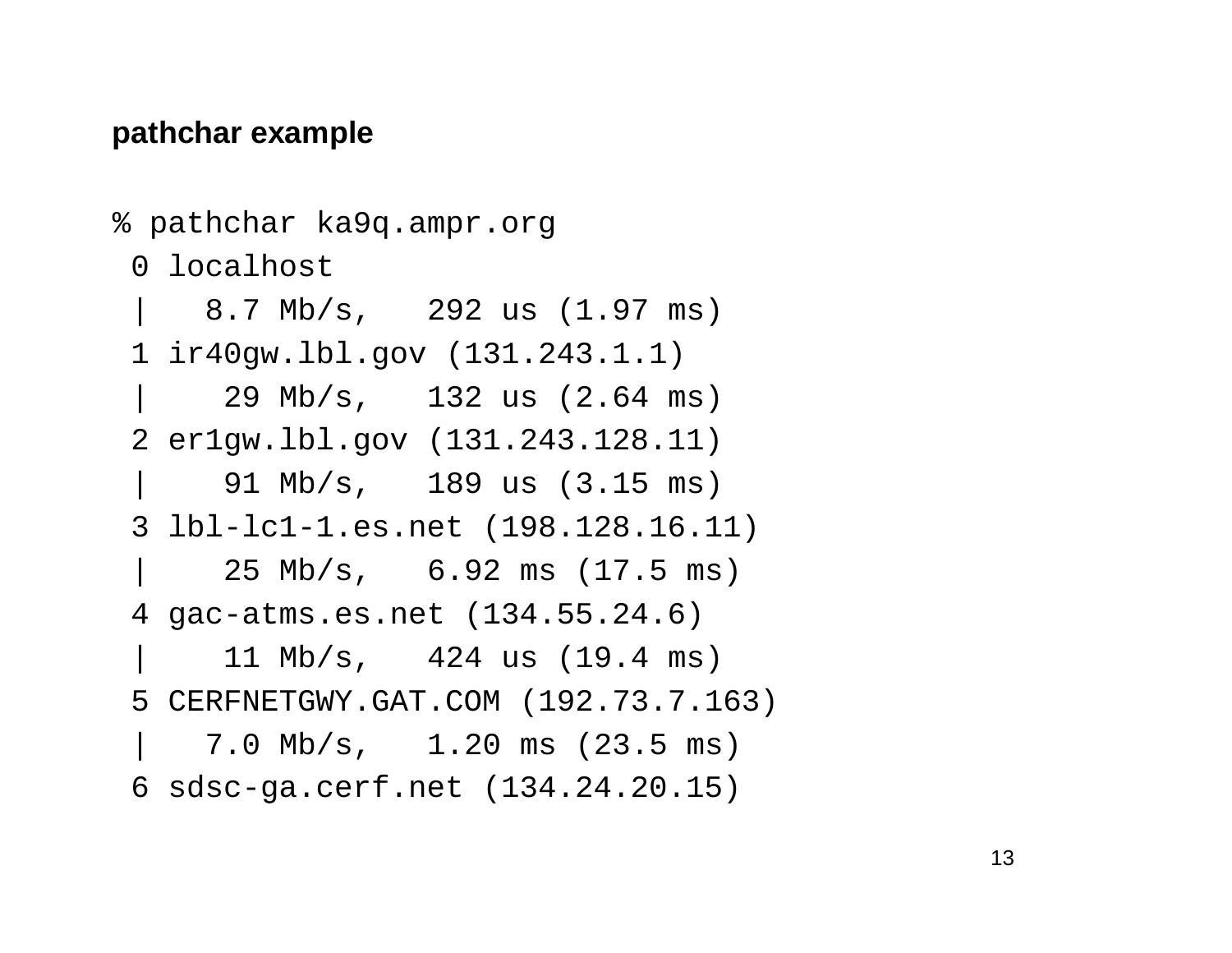**pathchar example**

```
% pathchar ka9q.ampr.org
 0 localhost
 |   8.7 Mb/s,   292 us (1.97 ms)
 1 ir40gw.lbl.gov (131.243.1.1)
 |    29 Mb/s,   132 us (2.64 ms)
 2 er1gw.lbl.gov (131.243.128.11)
 |    91 Mb/s,   189 us (3.15 ms)
 3 lbl-lc1-1.es.net (198.128.16.11)
 |    25 Mb/s,   6.92 ms (17.5 ms)
 4 gac-atms.es.net (134.55.24.6)
 |    11 Mb/s,   424 us (19.4 ms)
 5 CERFNETGWY.GAT.COM (192.73.7.163)
 |   7.0 Mb/s,   1.20 ms (23.5 ms)
 6 sdsc-ga.cerf.net (134.24.20.15)
```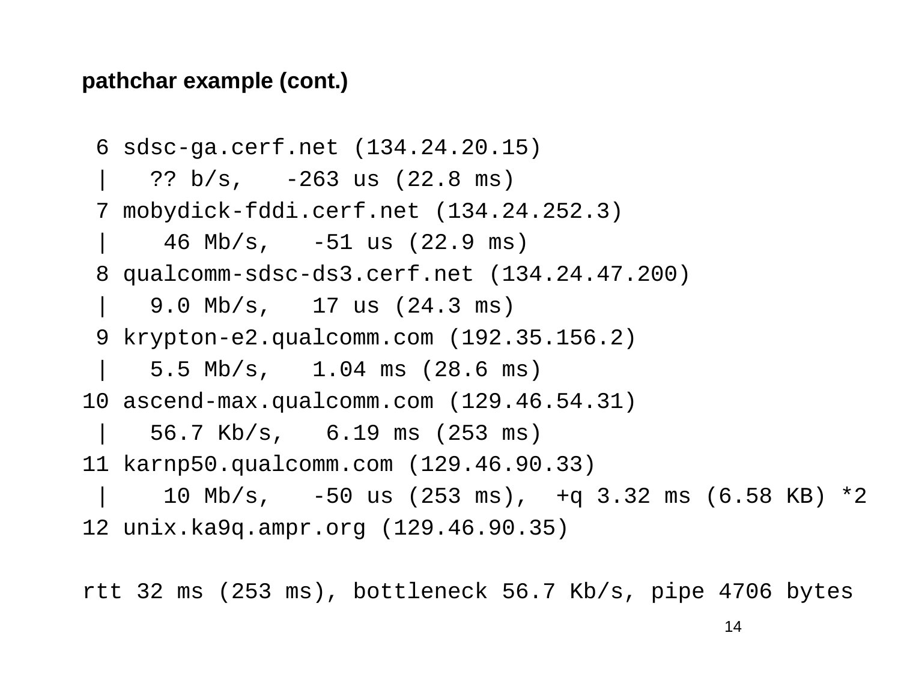**pathchar example (cont.)**

```
 6 sdsc-ga.cerf.net (134.24.20.15)
 |   ?? b/s,   -263 us (22.8 ms)
 7 mobydick-fddi.cerf.net (134.24.252.3)
 |    46 Mb/s,   -51 us (22.9 ms)
 8 qualcomm-sdsc-ds3.cerf.net (134.24.47.200)
 |   9.0 Mb/s,   17 us (24.3 ms)
 9 krypton-e2.qualcomm.com (192.35.156.2)
 |   5.5 Mb/s,   1.04 ms (28.6 ms)
10 ascend-max.qualcomm.com (129.46.54.31)
 |   56.7 Kb/s,   6.19 ms (253 ms)
11 karnp50.qualcomm.com (129.46.90.33)
 |    10 Mb/s,   -50 us (253 ms),  +q 3.32 ms (6.58 KB) *2
12 unix.ka9q.ampr.org (129.46.90.35)

rtt 32 ms (253 ms), bottleneck 56.7 Kb/s, pipe 4706 bytes
```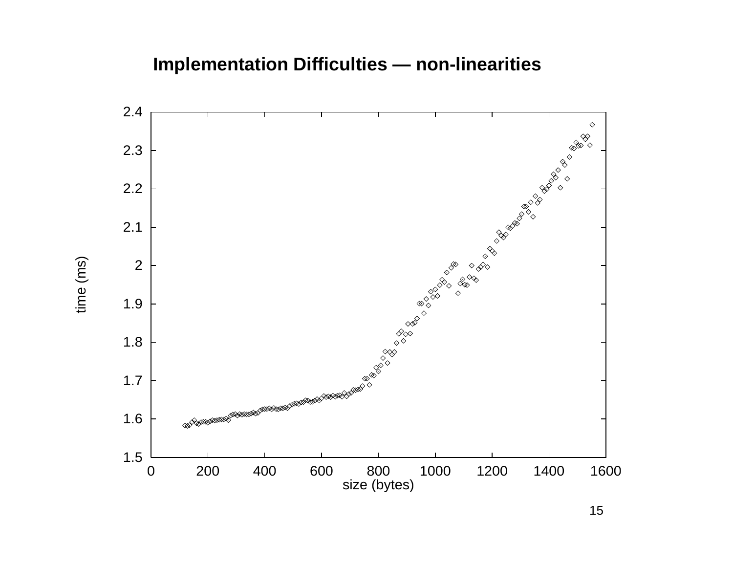# Implementation Difficulties — non-linearities

time (ms)

2.4
2.3
2.2
2.1
2
1.9
1.8
1.7
1.6
1.5

0 200 400 600 800 1000 1200 1400 1600

size (bytes)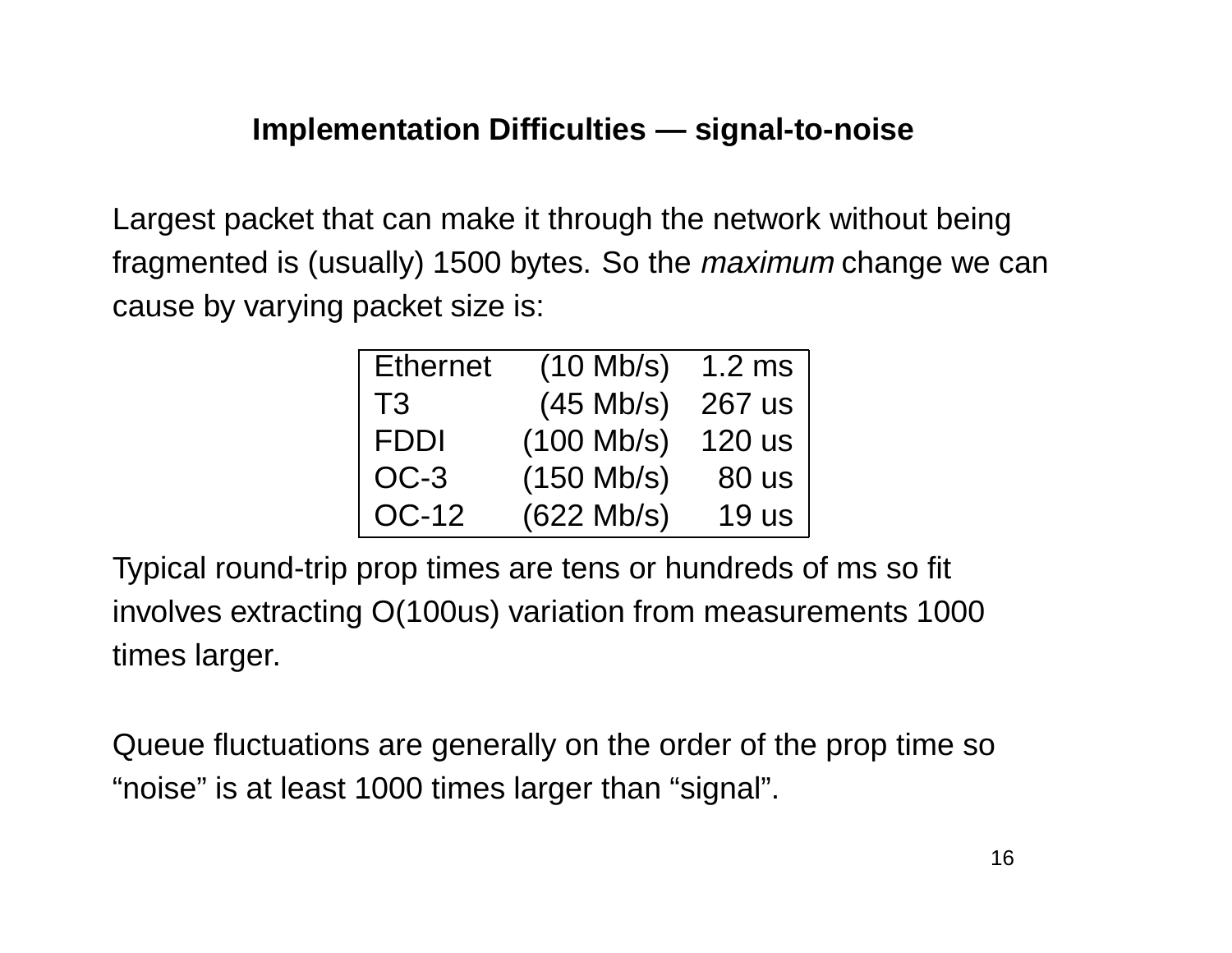## Implementation Difficulties — signal-to-noise

Largest packet that can make it through the network without being fragmented is (usually) 1500 bytes. So the *maximum* change we can cause by varying packet size is:

| | | |
|---|---|---|
| Ethernet | (10 Mb/s) | 1.2 ms |
| T3 | (45 Mb/s) | 267 us |
| FDDI | (100 Mb/s) | 120 us |
| OC-3 | (150 Mb/s) | 80 us |
| OC-12 | (622 Mb/s) | 19 us |

Typical round-trip prop times are tens or hundreds of ms so fit involves extracting O(100us) variation from measurements 1000 times larger.

Queue fluctuations are generally on the order of the prop time so "noise" is at least 1000 times larger than "signal".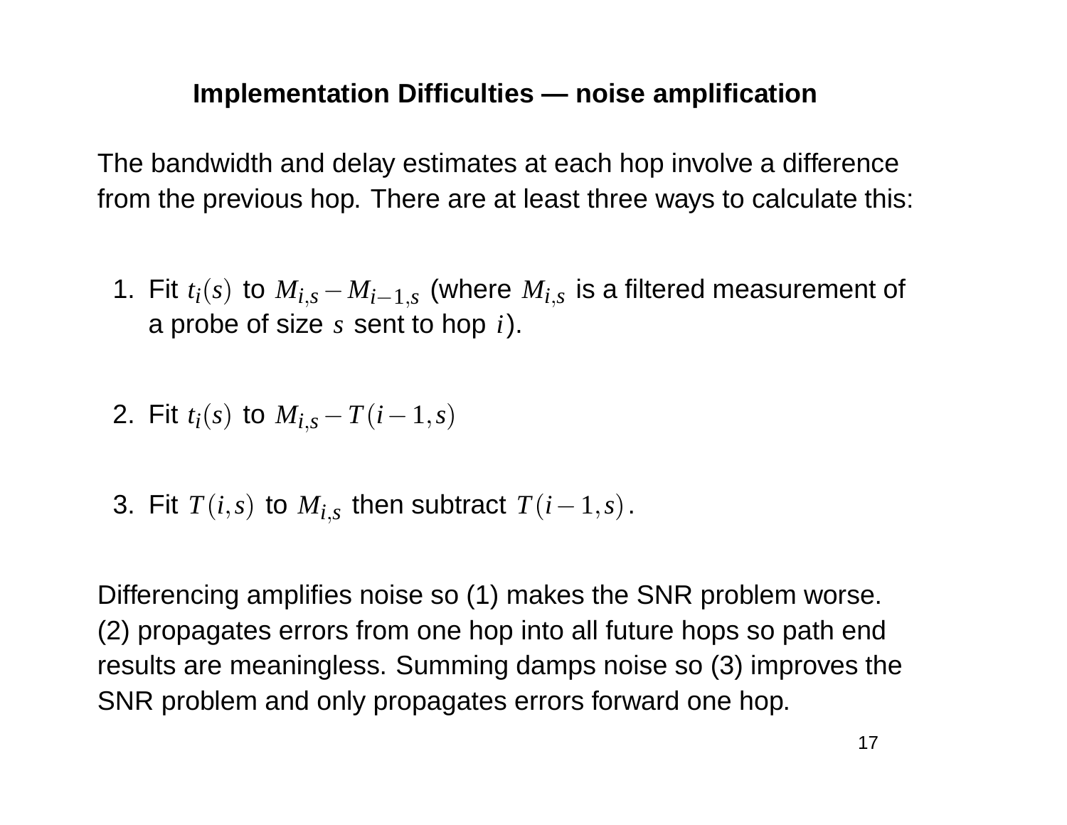## Implementation Difficulties — noise amplification

The bandwidth and delay estimates at each hop involve a difference from the previous hop. There are at least three ways to calculate this:

1. Fit $t_i(s)$ to $M_{i,s} - M_{i-1,s}$ (where $M_{i,s}$ is a filtered measurement of a probe of size $s$ sent to hop $i$).

2. Fit $t_i(s)$ to $M_{i,s} - T(i-1,s)$

3. Fit $T(i,s)$ to $M_{i,s}$ then subtract $T(i-1,s)$.

Differencing amplifies noise so (1) makes the SNR problem worse. (2) propagates errors from one hop into all future hops so path end results are meaningless. Summing damps noise so (3) improves the SNR problem and only propagates errors forward one hop.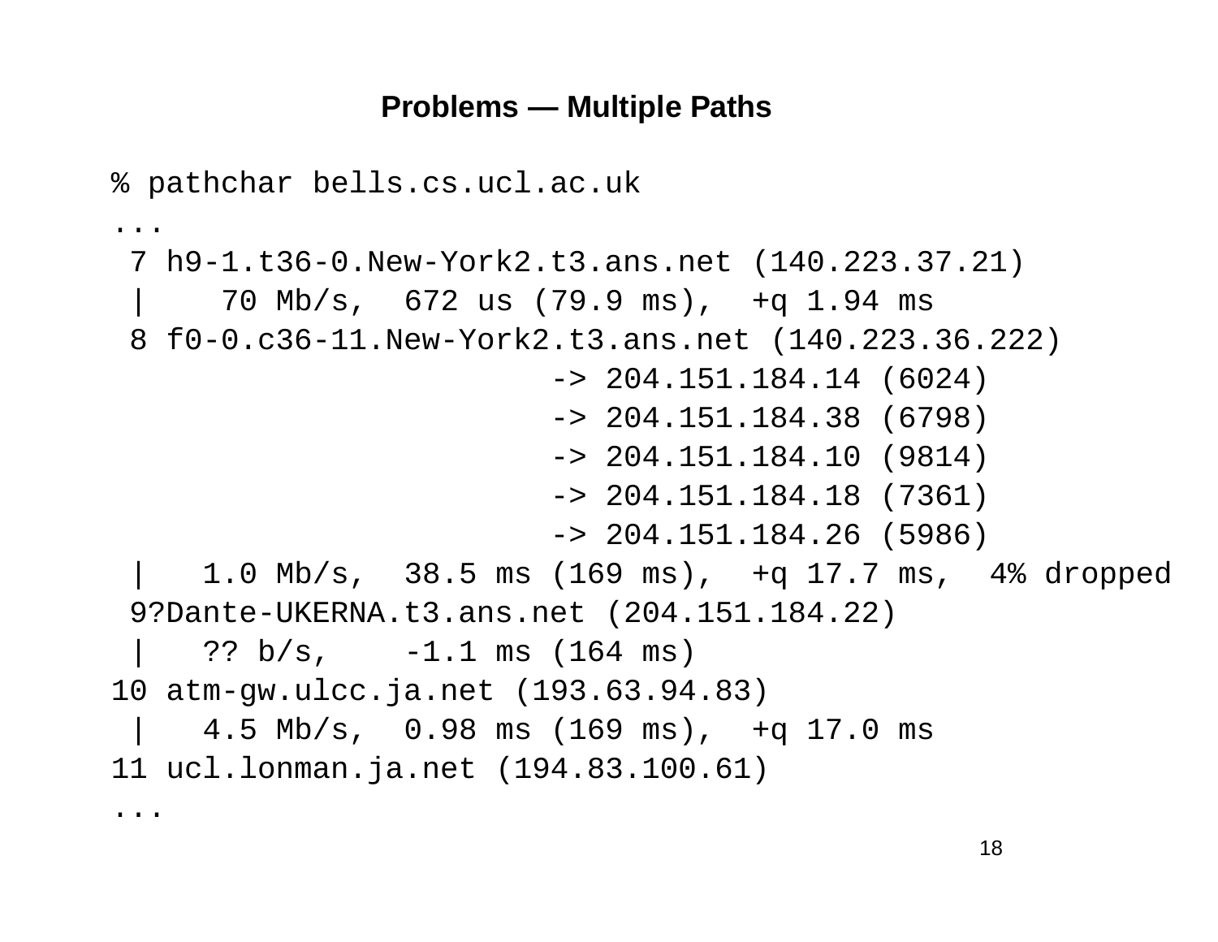# Problems — Multiple Paths

```
% pathchar bells.cs.ucl.ac.uk
...
 7 h9-1.t36-0.New-York2.t3.ans.net (140.223.37.21)
 |    70 Mb/s,  672 us (79.9 ms),  +q 1.94 ms
 8 f0-0.c36-11.New-York2.t3.ans.net (140.223.36.222)
                     -> 204.151.184.14 (6024)
                     -> 204.151.184.38 (6798)
                     -> 204.151.184.10 (9814)
                     -> 204.151.184.18 (7361)
                     -> 204.151.184.26 (5986)
 |   1.0 Mb/s,  38.5 ms (169 ms),  +q 17.7 ms,  4% dropped
 9?Dante-UKERNA.t3.ans.net (204.151.184.22)
 |   ?? b/s,    -1.1 ms (164 ms)
10 atm-gw.ulcc.ja.net (193.63.94.83)
 |   4.5 Mb/s,  0.98 ms (169 ms),  +q 17.0 ms
11 ucl.lonman.ja.net (194.83.100.61)
...
```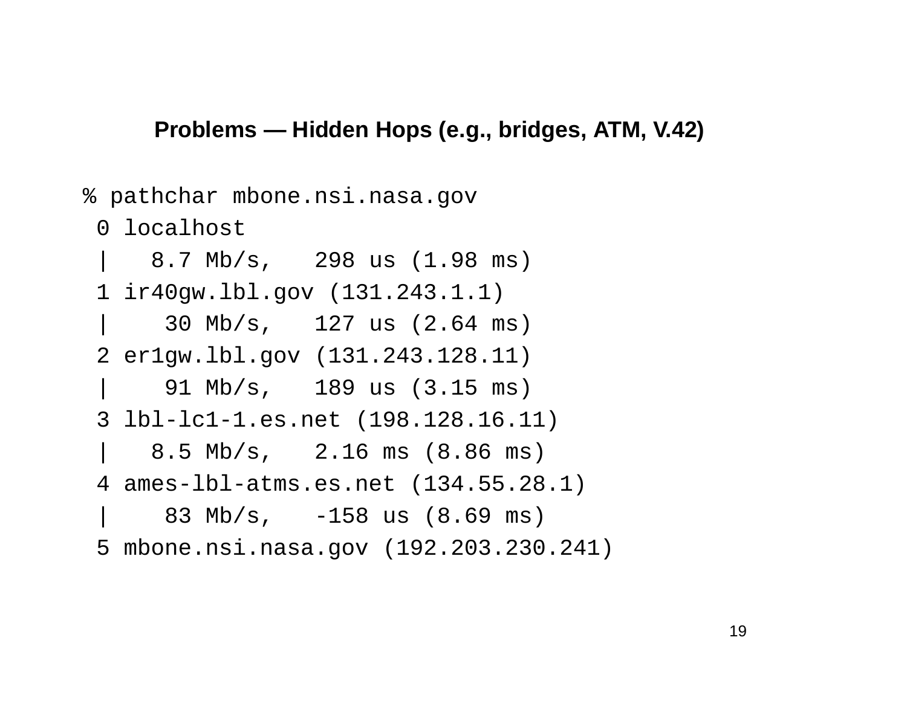## Problems — Hidden Hops (e.g., bridges, ATM, V.42)

```
% pathchar mbone.nsi.nasa.gov
 0 localhost
 |   8.7 Mb/s,   298 us (1.98 ms)
 1 ir40gw.lbl.gov (131.243.1.1)
 |    30 Mb/s,   127 us (2.64 ms)
 2 er1gw.lbl.gov (131.243.128.11)
 |    91 Mb/s,   189 us (3.15 ms)
 3 lbl-lc1-1.es.net (198.128.16.11)
 |   8.5 Mb/s,   2.16 ms (8.86 ms)
 4 ames-lbl-atms.es.net (134.55.28.1)
 |    83 Mb/s,   -158 us (8.69 ms)
 5 mbone.nsi.nasa.gov (192.203.230.241)
```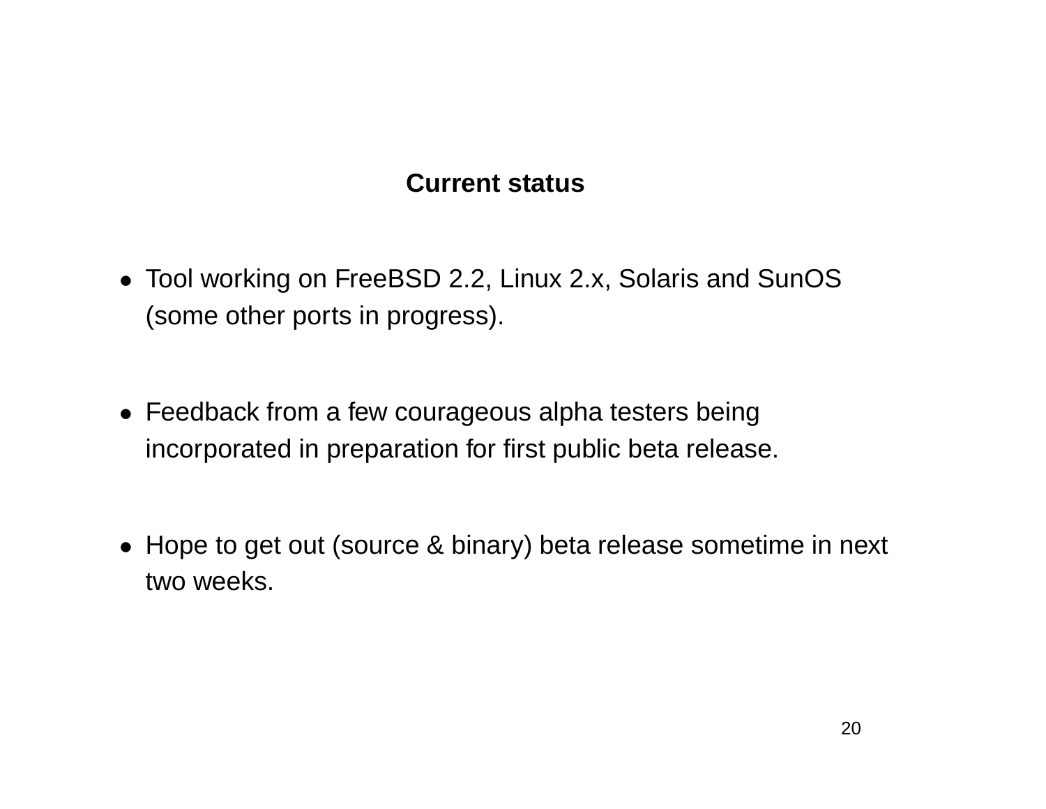# Current status

- Tool working on FreeBSD 2.2, Linux 2.x, Solaris and SunOS (some other ports in progress).

- Feedback from a few courageous alpha testers being incorporated in preparation for first public beta release.

- Hope to get out (source & binary) beta release sometime in next two weeks.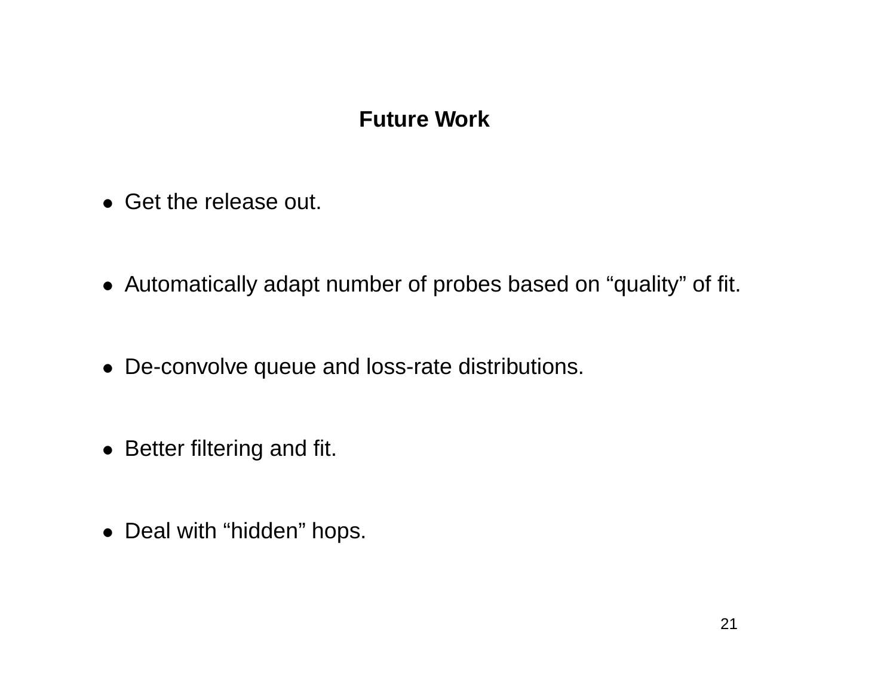# Future Work

- Get the release out.
- Automatically adapt number of probes based on “quality” of fit.
- De-convolve queue and loss-rate distributions.
- Better filtering and fit.
- Deal with “hidden” hops.